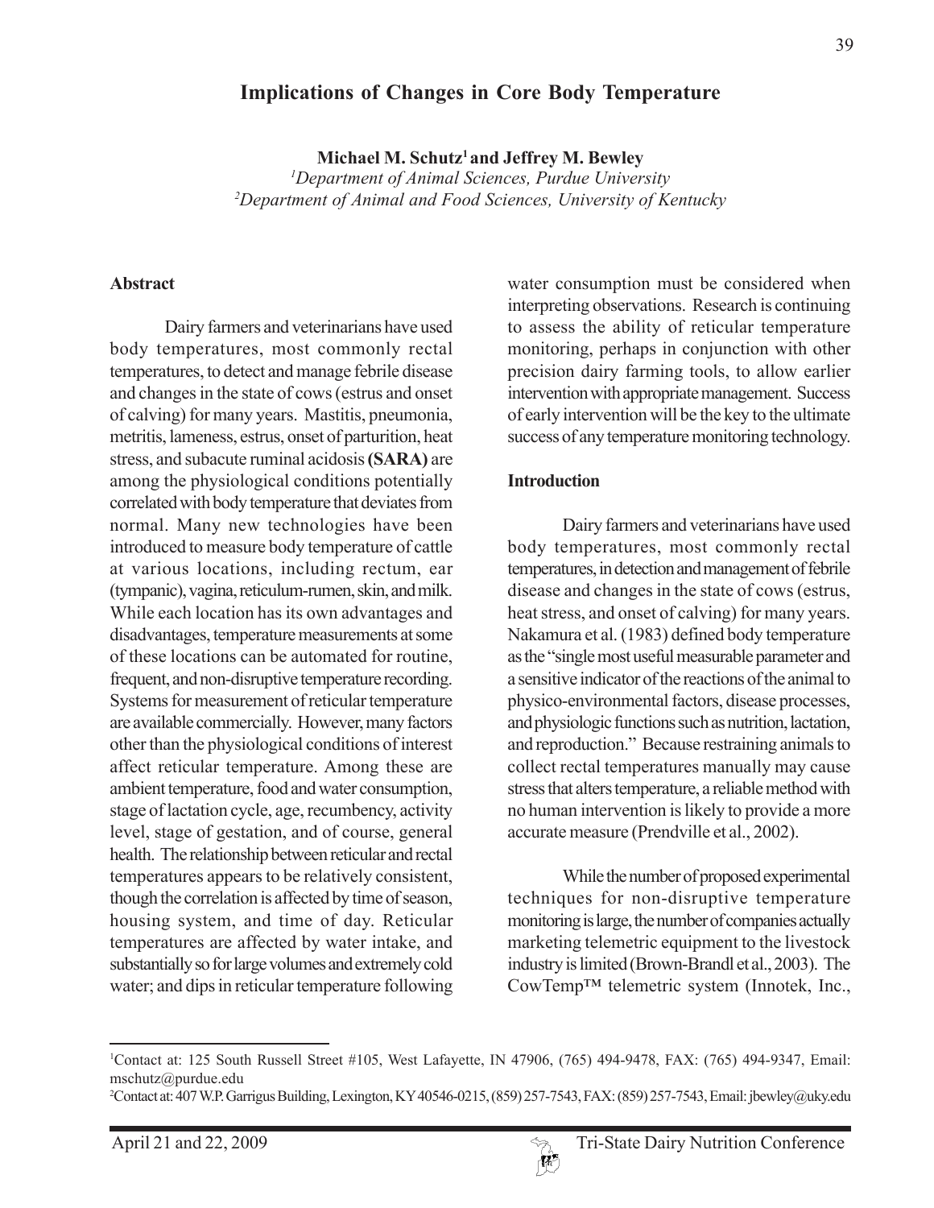# Implications of Changes in Core Body Temperature

**Michael M. Schutz[1] and Jeffrey M. Bewley**

*[1]Department of Animal Sciences, Purdue University*
*[2]Department of Animal and Food Sciences, University of Kentucky*

## Abstract

Dairy farmers and veterinarians have used body temperatures, most commonly rectal temperatures, to detect and manage febrile disease and changes in the state of cows (estrus and onset of calving) for many years. Mastitis, pneumonia, metritis, lameness, estrus, onset of parturition, heat stress, and subacute ruminal acidosis **(SARA)** are among the physiological conditions potentially correlated with body temperature that deviates from normal. Many new technologies have been introduced to measure body temperature of cattle at various locations, including rectum, ear (tympanic), vagina, reticulum-rumen, skin, and milk. While each location has its own advantages and disadvantages, temperature measurements at some of these locations can be automated for routine, frequent, and non-disruptive temperature recording. Systems for measurement of reticular temperature are available commercially. However, many factors other than the physiological conditions of interest affect reticular temperature. Among these are ambient temperature, food and water consumption, stage of lactation cycle, age, recumbency, activity level, stage of gestation, and of course, general health. The relationship between reticular and rectal temperatures appears to be relatively consistent, though the correlation is affected by time of season, housing system, and time of day. Reticular temperatures are affected by water intake, and substantially so for large volumes and extremely cold water; and dips in reticular temperature following water consumption must be considered when interpreting observations. Research is continuing to assess the ability of reticular temperature monitoring, perhaps in conjunction with other precision dairy farming tools, to allow earlier intervention with appropriate management. Success of early intervention will be the key to the ultimate success of any temperature monitoring technology.

## Introduction

Dairy farmers and veterinarians have used body temperatures, most commonly rectal temperatures, in detection and management of febrile disease and changes in the state of cows (estrus, heat stress, and onset of calving) for many years. Nakamura et al. (1983) defined body temperature as the "single most useful measurable parameter and a sensitive indicator of the reactions of the animal to physico-environmental factors, disease processes, and physiologic functions such as nutrition, lactation, and reproduction." Because restraining animals to collect rectal temperatures manually may cause stress that alters temperature, a reliable method with no human intervention is likely to provide a more accurate measure (Prendville et al., 2002).

While the number of proposed experimental techniques for non-disruptive temperature monitoring is large, the number of companies actually marketing telemetric equipment to the livestock industry is limited (Brown-Brandl et al., 2003). The CowTemp™ telemetric system (Innotek, Inc.,

---

[1]Contact at: 125 South Russell Street #105, West Lafayette, IN 47906, (765) 494-9478, FAX: (765) 494-9347, Email: mschutz@purdue.edu

[2]Contact at: 407 W.P. Garrigus Building, Lexington, KY 40546-0215, (859) 257-7543, FAX: (859) 257-7543, Email: jbewley@uky.edu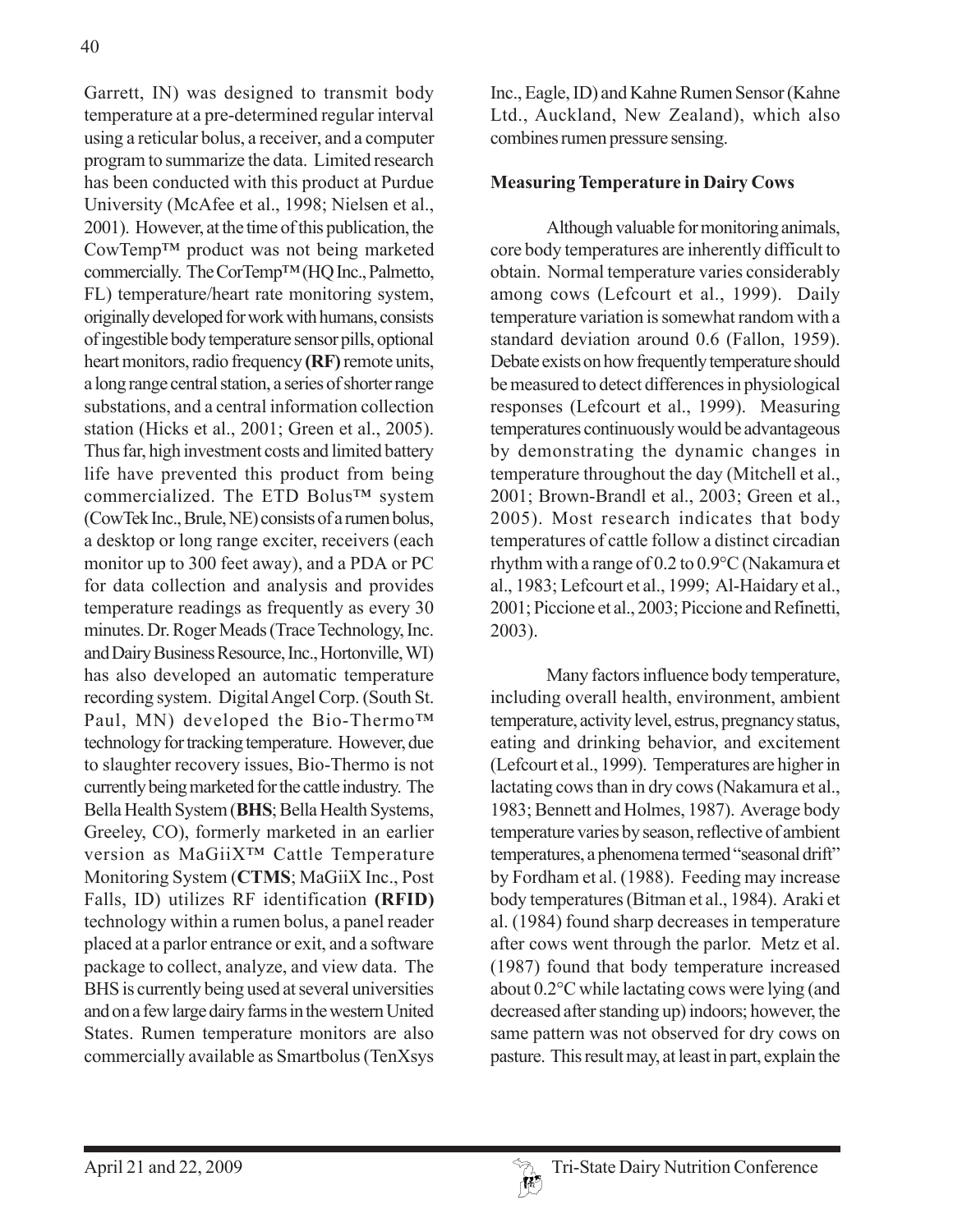Garrett, IN) was designed to transmit body temperature at a pre-determined regular interval using a reticular bolus, a receiver, and a computer program to summarize the data. Limited research has been conducted with this product at Purdue University (McAfee et al., 1998; Nielsen et al., 2001). However, at the time of this publication, the CowTemp™ product was not being marketed commercially. The CorTemp™ (HQ Inc., Palmetto, FL) temperature/heart rate monitoring system, originally developed for work with humans, consists of ingestible body temperature sensor pills, optional heart monitors, radio frequency **(RF)** remote units, a long range central station, a series of shorter range substations, and a central information collection station (Hicks et al., 2001; Green et al., 2005). Thus far, high investment costs and limited battery life have prevented this product from being commercialized. The ETD Bolus™ system (CowTek Inc., Brule, NE) consists of a rumen bolus, a desktop or long range exciter, receivers (each monitor up to 300 feet away), and a PDA or PC for data collection and analysis and provides temperature readings as frequently as every 30 minutes. Dr. Roger Meads (Trace Technology, Inc. and Dairy Business Resource, Inc., Hortonville, WI) has also developed an automatic temperature recording system. Digital Angel Corp. (South St. Paul, MN) developed the Bio-Thermo™ technology for tracking temperature. However, due to slaughter recovery issues, Bio-Thermo is not currently being marketed for the cattle industry. The Bella Health System (**BHS**; Bella Health Systems, Greeley, CO), formerly marketed in an earlier version as MaGiiX™ Cattle Temperature Monitoring System (**CTMS**; MaGiiX Inc., Post Falls, ID) utilizes RF identification **(RFID)** technology within a rumen bolus, a panel reader placed at a parlor entrance or exit, and a software package to collect, analyze, and view data. The BHS is currently being used at several universities and on a few large dairy farms in the western United States. Rumen temperature monitors are also commercially available as Smartbolus (TenXsys Inc., Eagle, ID) and Kahne Rumen Sensor (Kahne Ltd., Auckland, New Zealand), which also combines rumen pressure sensing.

**Measuring Temperature in Dairy Cows**

Although valuable for monitoring animals, core body temperatures are inherently difficult to obtain. Normal temperature varies considerably among cows (Lefcourt et al., 1999). Daily temperature variation is somewhat random with a standard deviation around 0.6 (Fallon, 1959). Debate exists on how frequently temperature should be measured to detect differences in physiological responses (Lefcourt et al., 1999). Measuring temperatures continuously would be advantageous by demonstrating the dynamic changes in temperature throughout the day (Mitchell et al., 2001; Brown-Brandl et al., 2003; Green et al., 2005). Most research indicates that body temperatures of cattle follow a distinct circadian rhythm with a range of 0.2 to 0.9°C (Nakamura et al., 1983; Lefcourt et al., 1999; Al-Haidary et al., 2001; Piccione et al., 2003; Piccione and Refinetti, 2003).

Many factors influence body temperature, including overall health, environment, ambient temperature, activity level, estrus, pregnancy status, eating and drinking behavior, and excitement (Lefcourt et al., 1999). Temperatures are higher in lactating cows than in dry cows (Nakamura et al., 1983; Bennett and Holmes, 1987). Average body temperature varies by season, reflective of ambient temperatures, a phenomena termed "seasonal drift" by Fordham et al. (1988). Feeding may increase body temperatures (Bitman et al., 1984). Araki et al. (1984) found sharp decreases in temperature after cows went through the parlor. Metz et al. (1987) found that body temperature increased about 0.2°C while lactating cows were lying (and decreased after standing up) indoors; however, the same pattern was not observed for dry cows on pasture. This result may, at least in part, explain the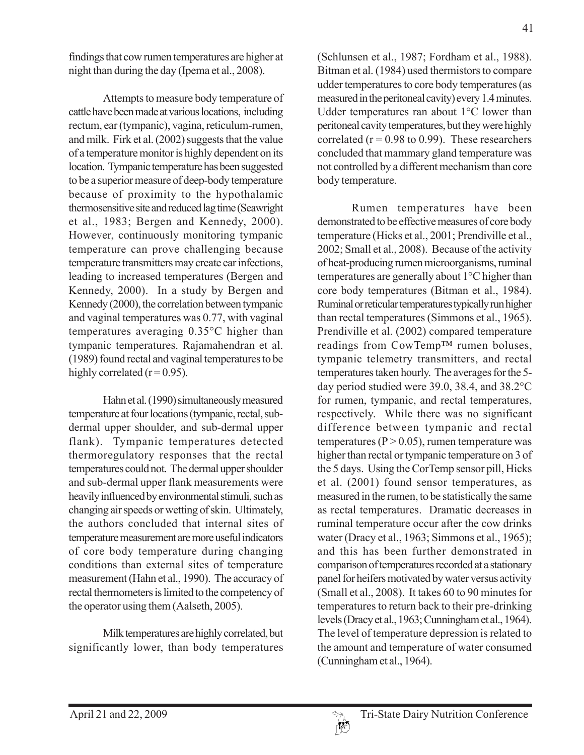findings that cow rumen temperatures are higher at night than during the day (Ipema et al., 2008).

Attempts to measure body temperature of cattle have been made at various locations, including rectum, ear (tympanic), vagina, reticulum-rumen, and milk. Firk et al. (2002) suggests that the value of a temperature monitor is highly dependent on its location. Tympanic temperature has been suggested to be a superior measure of deep-body temperature because of proximity to the hypothalamic thermosensitive site and reduced lag time (Seawright et al., 1983; Bergen and Kennedy, 2000). However, continuously monitoring tympanic temperature can prove challenging because temperature transmitters may create ear infections, leading to increased temperatures (Bergen and Kennedy, 2000). In a study by Bergen and Kennedy (2000), the correlation between tympanic and vaginal temperatures was 0.77, with vaginal temperatures averaging 0.35°C higher than tympanic temperatures. Rajamahendran et al. (1989) found rectal and vaginal temperatures to be highly correlated ($r = 0.95$).

Hahn et al. (1990) simultaneously measured temperature at four locations (tympanic, rectal, sub-dermal upper shoulder, and sub-dermal upper flank). Tympanic temperatures detected thermoregulatory responses that the rectal temperatures could not. The dermal upper shoulder and sub-dermal upper flank measurements were heavily influenced by environmental stimuli, such as changing air speeds or wetting of skin. Ultimately, the authors concluded that internal sites of temperature measurement are more useful indicators of core body temperature during changing conditions than external sites of temperature measurement (Hahn et al., 1990). The accuracy of rectal thermometers is limited to the competency of the operator using them (Aalseth, 2005).

Milk temperatures are highly correlated, but significantly lower, than body temperatures (Schlunsen et al., 1987; Fordham et al., 1988). Bitman et al. (1984) used thermistors to compare udder temperatures to core body temperatures (as measured in the peritoneal cavity) every 1.4 minutes. Udder temperatures ran about 1°C lower than peritoneal cavity temperatures, but they were highly correlated ($r = 0.98$ to $0.99$). These researchers concluded that mammary gland temperature was not controlled by a different mechanism than core body temperature.

Rumen temperatures have been demonstrated to be effective measures of core body temperature (Hicks et al., 2001; Prendiville et al., 2002; Small et al., 2008). Because of the activity of heat-producing rumen microorganisms, ruminal temperatures are generally about 1°C higher than core body temperatures (Bitman et al., 1984). Ruminal or reticular temperatures typically run higher than rectal temperatures (Simmons et al., 1965). Prendiville et al. (2002) compared temperature readings from CowTemp™ rumen boluses, tympanic telemetry transmitters, and rectal temperatures taken hourly. The averages for the 5-day period studied were 39.0, 38.4, and 38.2°C for rumen, tympanic, and rectal temperatures, respectively. While there was no significant difference between tympanic and rectal temperatures ($P > 0.05$), rumen temperature was higher than rectal or tympanic temperature on 3 of the 5 days. Using the CorTemp sensor pill, Hicks et al. (2001) found sensor temperatures, as measured in the rumen, to be statistically the same as rectal temperatures. Dramatic decreases in ruminal temperature occur after the cow drinks water (Dracy et al., 1963; Simmons et al., 1965); and this has been further demonstrated in comparison of temperatures recorded at a stationary panel for heifers motivated by water versus activity (Small et al., 2008). It takes 60 to 90 minutes for temperatures to return back to their pre-drinking levels (Dracy et al., 1963; Cunningham et al., 1964). The level of temperature depression is related to the amount and temperature of water consumed (Cunningham et al., 1964).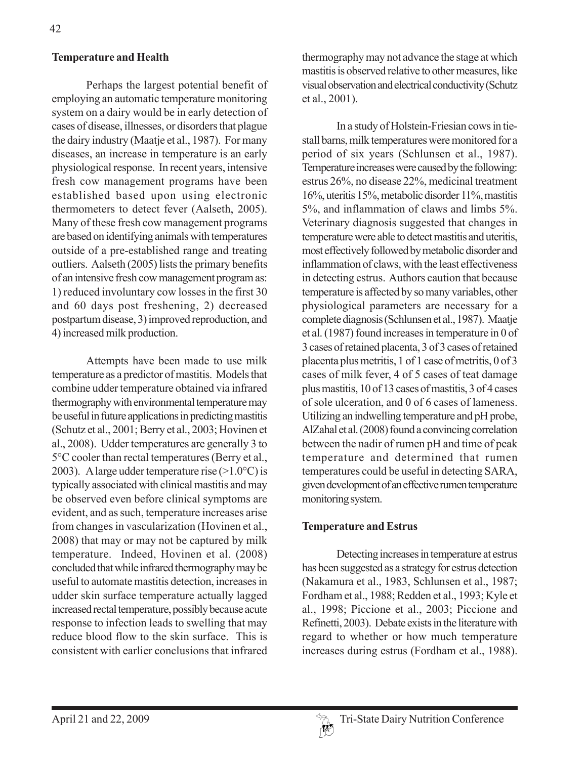**Temperature and Health**

Perhaps the largest potential benefit of employing an automatic temperature monitoring system on a dairy would be in early detection of cases of disease, illnesses, or disorders that plague the dairy industry (Maatje et al., 1987). For many diseases, an increase in temperature is an early physiological response. In recent years, intensive fresh cow management programs have been established based upon using electronic thermometers to detect fever (Aalseth, 2005). Many of these fresh cow management programs are based on identifying animals with temperatures outside of a pre-established range and treating outliers. Aalseth (2005) lists the primary benefits of an intensive fresh cow management program as: 1) reduced involuntary cow losses in the first 30 and 60 days post freshening, 2) decreased postpartum disease, 3) improved reproduction, and 4) increased milk production.

Attempts have been made to use milk temperature as a predictor of mastitis. Models that combine udder temperature obtained via infrared thermography with environmental temperature may be useful in future applications in predicting mastitis (Schutz et al., 2001; Berry et al., 2003; Hovinen et al., 2008). Udder temperatures are generally 3 to 5°C cooler than rectal temperatures (Berry et al., 2003). A large udder temperature rise (>1.0°C) is typically associated with clinical mastitis and may be observed even before clinical symptoms are evident, and as such, temperature increases arise from changes in vascularization (Hovinen et al., 2008) that may or may not be captured by milk temperature. Indeed, Hovinen et al. (2008) concluded that while infrared thermography may be useful to automate mastitis detection, increases in udder skin surface temperature actually lagged increased rectal temperature, possibly because acute response to infection leads to swelling that may reduce blood flow to the skin surface. This is consistent with earlier conclusions that infrared thermography may not advance the stage at which mastitis is observed relative to other measures, like visual observation and electrical conductivity (Schutz et al., 2001).

In a study of Holstein-Friesian cows in tie-stall barns, milk temperatures were monitored for a period of six years (Schlunsen et al., 1987). Temperature increases were caused by the following: estrus 26%, no disease 22%, medicinal treatment 16%, uteritis 15%, metabolic disorder 11%, mastitis 5%, and inflammation of claws and limbs 5%. Veterinary diagnosis suggested that changes in temperature were able to detect mastitis and uteritis, most effectively followed by metabolic disorder and inflammation of claws, with the least effectiveness in detecting estrus. Authors caution that because temperature is affected by so many variables, other physiological parameters are necessary for a complete diagnosis (Schlunsen et al., 1987). Maatje et al. (1987) found increases in temperature in 0 of 3 cases of retained placenta, 3 of 3 cases of retained placenta plus metritis, 1 of 1 case of metritis, 0 of 3 cases of milk fever, 4 of 5 cases of teat damage plus mastitis, 10 of 13 cases of mastitis, 3 of 4 cases of sole ulceration, and 0 of 6 cases of lameness. Utilizing an indwelling temperature and pH probe, AlZahal et al. (2008) found a convincing correlation between the nadir of rumen pH and time of peak temperature and determined that rumen temperatures could be useful in detecting SARA, given development of an effective rumen temperature monitoring system.

**Temperature and Estrus**

Detecting increases in temperature at estrus has been suggested as a strategy for estrus detection (Nakamura et al., 1983, Schlunsen et al., 1987; Fordham et al., 1988; Redden et al., 1993; Kyle et al., 1998; Piccione et al., 2003; Piccione and Refinetti, 2003). Debate exists in the literature with regard to whether or how much temperature increases during estrus (Fordham et al., 1988).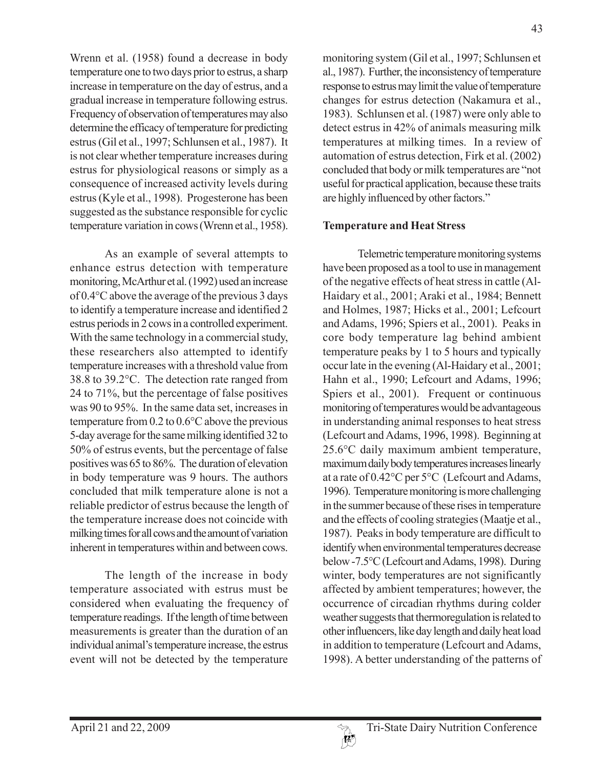Wrenn et al. (1958) found a decrease in body temperature one to two days prior to estrus, a sharp increase in temperature on the day of estrus, and a gradual increase in temperature following estrus. Frequency of observation of temperatures may also determine the efficacy of temperature for predicting estrus (Gil et al., 1997; Schlunsen et al., 1987). It is not clear whether temperature increases during estrus for physiological reasons or simply as a consequence of increased activity levels during estrus (Kyle et al., 1998). Progesterone has been suggested as the substance responsible for cyclic temperature variation in cows (Wrenn et al., 1958).

As an example of several attempts to enhance estrus detection with temperature monitoring, McArthur et al. (1992) used an increase of 0.4°C above the average of the previous 3 days to identify a temperature increase and identified 2 estrus periods in 2 cows in a controlled experiment. With the same technology in a commercial study, these researchers also attempted to identify temperature increases with a threshold value from 38.8 to 39.2°C. The detection rate ranged from 24 to 71%, but the percentage of false positives was 90 to 95%. In the same data set, increases in temperature from 0.2 to 0.6°C above the previous 5-day average for the same milking identified 32 to 50% of estrus events, but the percentage of false positives was 65 to 86%. The duration of elevation in body temperature was 9 hours. The authors concluded that milk temperature alone is not a reliable predictor of estrus because the length of the temperature increase does not coincide with milking times for all cows and the amount of variation inherent in temperatures within and between cows.

The length of the increase in body temperature associated with estrus must be considered when evaluating the frequency of temperature readings. If the length of time between measurements is greater than the duration of an individual animal's temperature increase, the estrus event will not be detected by the temperature monitoring system (Gil et al., 1997; Schlunsen et al., 1987). Further, the inconsistency of temperature response to estrus may limit the value of temperature changes for estrus detection (Nakamura et al., 1983). Schlunsen et al. (1987) were only able to detect estrus in 42% of animals measuring milk temperatures at milking times. In a review of automation of estrus detection, Firk et al. (2002) concluded that body or milk temperatures are "not useful for practical application, because these traits are highly influenced by other factors."

**Temperature and Heat Stress**

Telemetric temperature monitoring systems have been proposed as a tool to use in management of the negative effects of heat stress in cattle (Al-Haidary et al., 2001; Araki et al., 1984; Bennett and Holmes, 1987; Hicks et al., 2001; Lefcourt and Adams, 1996; Spiers et al., 2001). Peaks in core body temperature lag behind ambient temperature peaks by 1 to 5 hours and typically occur late in the evening (Al-Haidary et al., 2001; Hahn et al., 1990; Lefcourt and Adams, 1996; Spiers et al., 2001). Frequent or continuous monitoring of temperatures would be advantageous in understanding animal responses to heat stress (Lefcourt and Adams, 1996, 1998). Beginning at 25.6°C daily maximum ambient temperature, maximum daily body temperatures increases linearly at a rate of 0.42°C per 5°C (Lefcourt and Adams, 1996). Temperature monitoring is more challenging in the summer because of these rises in temperature and the effects of cooling strategies (Maatje et al., 1987). Peaks in body temperature are difficult to identify when environmental temperatures decrease below -7.5°C (Lefcourt and Adams, 1998). During winter, body temperatures are not significantly affected by ambient temperatures; however, the occurrence of circadian rhythms during colder weather suggests that thermoregulation is related to other influencers, like day length and daily heat load in addition to temperature (Lefcourt and Adams, 1998). A better understanding of the patterns of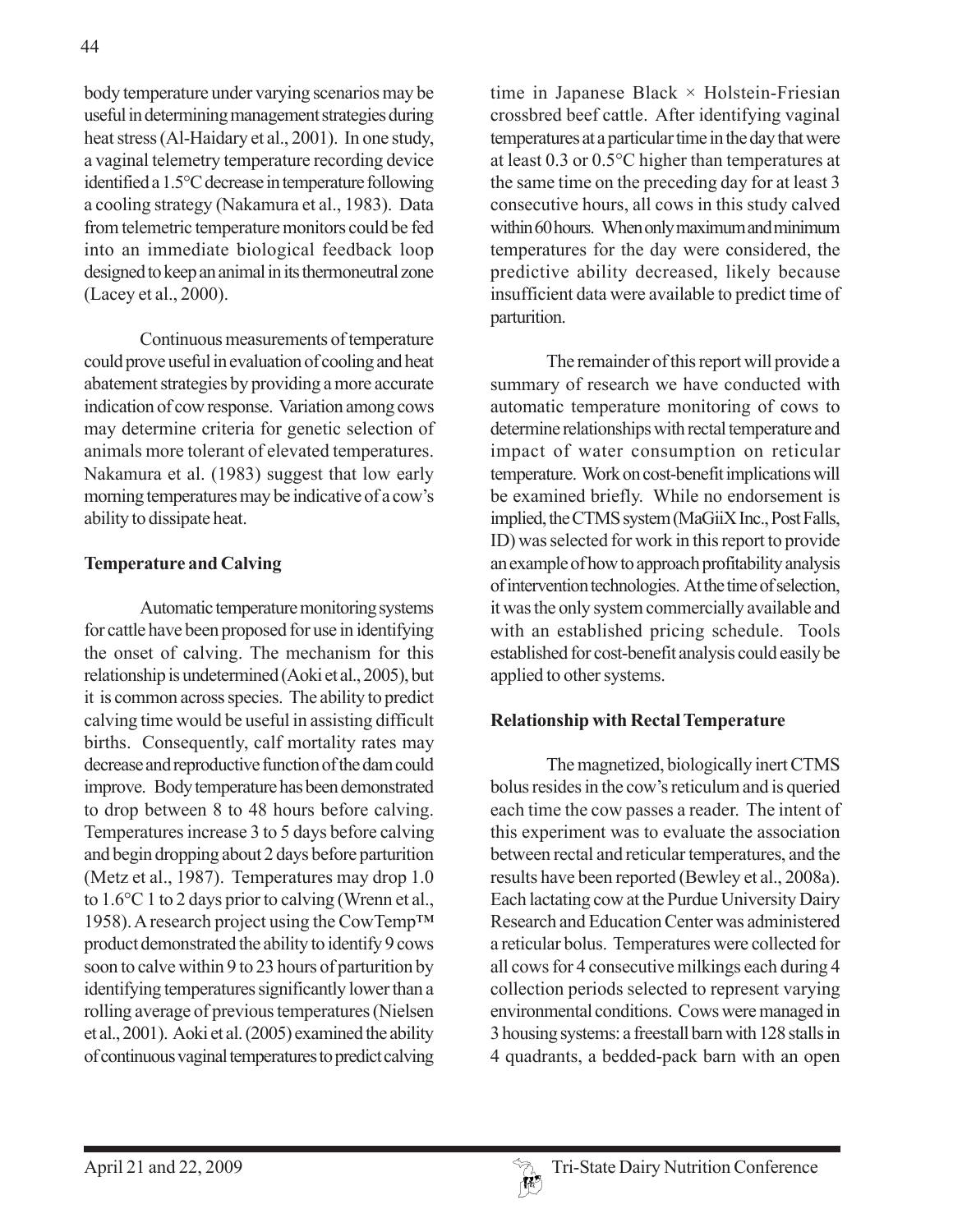body temperature under varying scenarios may be useful in determining management strategies during heat stress (Al-Haidary et al., 2001). In one study, a vaginal telemetry temperature recording device identified a 1.5°C decrease in temperature following a cooling strategy (Nakamura et al., 1983). Data from telemetric temperature monitors could be fed into an immediate biological feedback loop designed to keep an animal in its thermoneutral zone (Lacey et al., 2000).

Continuous measurements of temperature could prove useful in evaluation of cooling and heat abatement strategies by providing a more accurate indication of cow response. Variation among cows may determine criteria for genetic selection of animals more tolerant of elevated temperatures. Nakamura et al. (1983) suggest that low early morning temperatures may be indicative of a cow's ability to dissipate heat.

**Temperature and Calving**

Automatic temperature monitoring systems for cattle have been proposed for use in identifying the onset of calving. The mechanism for this relationship is undetermined (Aoki et al., 2005), but it is common across species. The ability to predict calving time would be useful in assisting difficult births. Consequently, calf mortality rates may decrease and reproductive function of the dam could improve. Body temperature has been demonstrated to drop between 8 to 48 hours before calving. Temperatures increase 3 to 5 days before calving and begin dropping about 2 days before parturition (Metz et al., 1987). Temperatures may drop 1.0 to 1.6°C 1 to 2 days prior to calving (Wrenn et al., 1958). A research project using the CowTemp™ product demonstrated the ability to identify 9 cows soon to calve within 9 to 23 hours of parturition by identifying temperatures significantly lower than a rolling average of previous temperatures (Nielsen et al., 2001). Aoki et al. (2005) examined the ability of continuous vaginal temperatures to predict calving time in Japanese Black × Holstein-Friesian crossbred beef cattle. After identifying vaginal temperatures at a particular time in the day that were at least 0.3 or 0.5°C higher than temperatures at the same time on the preceding day for at least 3 consecutive hours, all cows in this study calved within 60 hours. When only maximum and minimum temperatures for the day were considered, the predictive ability decreased, likely because insufficient data were available to predict time of parturition.

The remainder of this report will provide a summary of research we have conducted with automatic temperature monitoring of cows to determine relationships with rectal temperature and impact of water consumption on reticular temperature. Work on cost-benefit implications will be examined briefly. While no endorsement is implied, the CTMS system (MaGiiX Inc., Post Falls, ID) was selected for work in this report to provide an example of how to approach profitability analysis of intervention technologies. At the time of selection, it was the only system commercially available and with an established pricing schedule. Tools established for cost-benefit analysis could easily be applied to other systems.

**Relationship with Rectal Temperature**

The magnetized, biologically inert CTMS bolus resides in the cow's reticulum and is queried each time the cow passes a reader. The intent of this experiment was to evaluate the association between rectal and reticular temperatures, and the results have been reported (Bewley et al., 2008a). Each lactating cow at the Purdue University Dairy Research and Education Center was administered a reticular bolus. Temperatures were collected for all cows for 4 consecutive milkings each during 4 collection periods selected to represent varying environmental conditions. Cows were managed in 3 housing systems: a freestall barn with 128 stalls in 4 quadrants, a bedded-pack barn with an open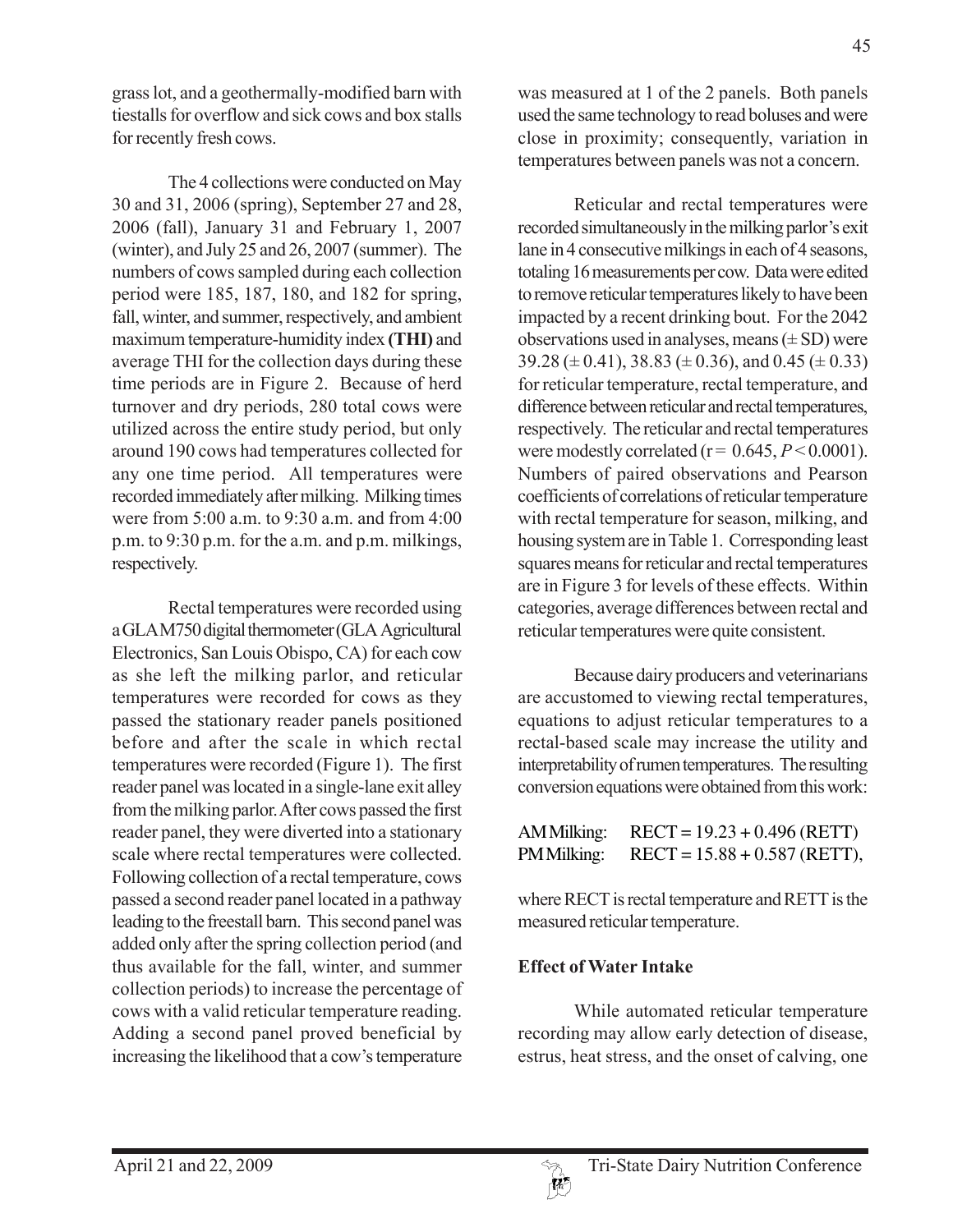grass lot, and a geothermally-modified barn with tiestalls for overflow and sick cows and box stalls for recently fresh cows.

The 4 collections were conducted on May 30 and 31, 2006 (spring), September 27 and 28, 2006 (fall), January 31 and February 1, 2007 (winter), and July 25 and 26, 2007 (summer). The numbers of cows sampled during each collection period were 185, 187, 180, and 182 for spring, fall, winter, and summer, respectively, and ambient maximum temperature-humidity index **(THI)** and average THI for the collection days during these time periods are in Figure 2. Because of herd turnover and dry periods, 280 total cows were utilized across the entire study period, but only around 190 cows had temperatures collected for any one time period. All temperatures were recorded immediately after milking. Milking times were from 5:00 a.m. to 9:30 a.m. and from 4:00 p.m. to 9:30 p.m. for the a.m. and p.m. milkings, respectively.

Rectal temperatures were recorded using a GLA M750 digital thermometer (GLA Agricultural Electronics, San Luis Obispo, CA) for each cow as she left the milking parlor, and reticular temperatures were recorded for cows as they passed the stationary reader panels positioned before and after the scale in which rectal temperatures were recorded (Figure 1). The first reader panel was located in a single-lane exit alley from the milking parlor. After cows passed the first reader panel, they were diverted into a stationary scale where rectal temperatures were collected. Following collection of a rectal temperature, cows passed a second reader panel located in a pathway leading to the freestall barn. This second panel was added only after the spring collection period (and thus available for the fall, winter, and summer collection periods) to increase the percentage of cows with a valid reticular temperature reading. Adding a second panel proved beneficial by increasing the likelihood that a cow's temperature was measured at 1 of the 2 panels. Both panels used the same technology to read boluses and were close in proximity; consequently, variation in temperatures between panels was not a concern.

Reticular and rectal temperatures were recorded simultaneously in the milking parlor's exit lane in 4 consecutive milkings in each of 4 seasons, totaling 16 measurements per cow. Data were edited to remove reticular temperatures likely to have been impacted by a recent drinking bout. For the 2042 observations used in analyses, means (± SD) were 39.28 (± 0.41), 38.83 (± 0.36), and 0.45 (± 0.33) for reticular temperature, rectal temperature, and difference between reticular and rectal temperatures, respectively. The reticular and rectal temperatures were modestly correlated ($r = 0.645$, $P < 0.0001$). Numbers of paired observations and Pearson coefficients of correlations of reticular temperature with rectal temperature for season, milking, and housing system are in Table 1. Corresponding least squares means for reticular and rectal temperatures are in Figure 3 for levels of these effects. Within categories, average differences between rectal and reticular temperatures were quite consistent.

Because dairy producers and veterinarians are accustomed to viewing rectal temperatures, equations to adjust reticular temperatures to a rectal-based scale may increase the utility and interpretability of rumen temperatures. The resulting conversion equations were obtained from this work:

AM Milking: $RECT = 19.23 + 0.496\,(RETT)$
PM Milking: $RECT = 15.88 + 0.587\,(RETT)$,

where RECT is rectal temperature and RETT is the measured reticular temperature.

### Effect of Water Intake

While automated reticular temperature recording may allow early detection of disease, estrus, heat stress, and the onset of calving, one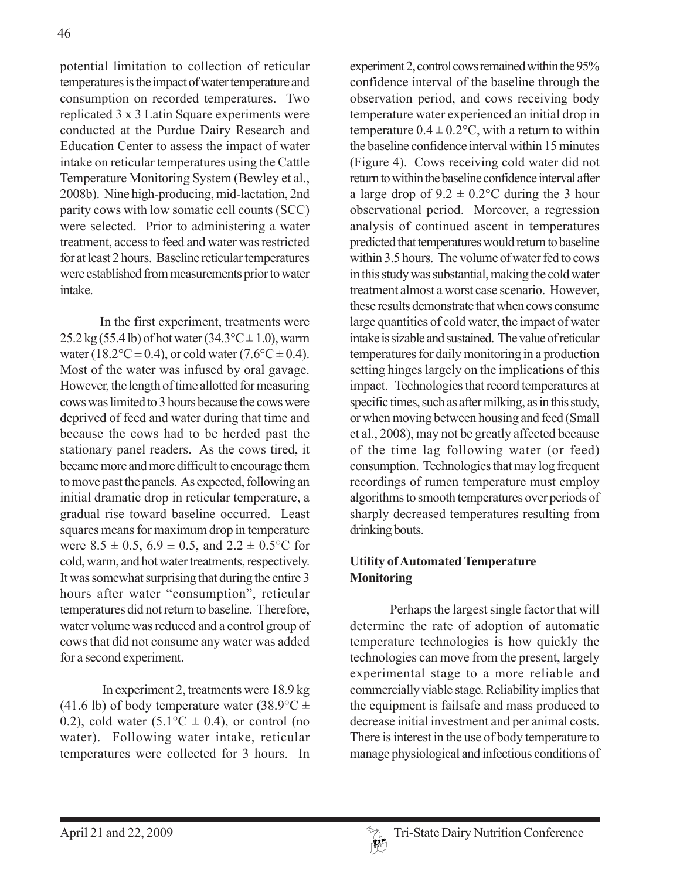potential limitation to collection of reticular temperatures is the impact of water temperature and consumption on recorded temperatures. Two replicated 3 x 3 Latin Square experiments were conducted at the Purdue Dairy Research and Education Center to assess the impact of water intake on reticular temperatures using the Cattle Temperature Monitoring System (Bewley et al., 2008b). Nine high-producing, mid-lactation, 2nd parity cows with low somatic cell counts (SCC) were selected. Prior to administering a water treatment, access to feed and water was restricted for at least 2 hours. Baseline reticular temperatures were established from measurements prior to water intake.

In the first experiment, treatments were 25.2 kg (55.4 lb) of hot water (34.3°C ± 1.0), warm water (18.2°C ± 0.4), or cold water (7.6°C ± 0.4). Most of the water was infused by oral gavage. However, the length of time allotted for measuring cows was limited to 3 hours because the cows were deprived of feed and water during that time and because the cows had to be herded past the stationary panel readers. As the cows tired, it became more and more difficult to encourage them to move past the panels. As expected, following an initial dramatic drop in reticular temperature, a gradual rise toward baseline occurred. Least squares means for maximum drop in temperature were 8.5 ± 0.5, 6.9 ± 0.5, and 2.2 ± 0.5°C for cold, warm, and hot water treatments, respectively. It was somewhat surprising that during the entire 3 hours after water "consumption", reticular temperatures did not return to baseline. Therefore, water volume was reduced and a control group of cows that did not consume any water was added for a second experiment.

In experiment 2, treatments were 18.9 kg (41.6 lb) of body temperature water (38.9°C ± 0.2), cold water (5.1°C ± 0.4), or control (no water). Following water intake, reticular temperatures were collected for 3 hours. In experiment 2, control cows remained within the 95% confidence interval of the baseline through the observation period, and cows receiving body temperature water experienced an initial drop in temperature 0.4 ± 0.2°C, with a return to within the baseline confidence interval within 15 minutes (Figure 4). Cows receiving cold water did not return to within the baseline confidence interval after a large drop of 9.2 ± 0.2°C during the 3 hour observational period. Moreover, a regression analysis of continued ascent in temperatures predicted that temperatures would return to baseline within 3.5 hours. The volume of water fed to cows in this study was substantial, making the cold water treatment almost a worst case scenario. However, these results demonstrate that when cows consume large quantities of cold water, the impact of water intake is sizable and sustained. The value of reticular temperatures for daily monitoring in a production setting hinges largely on the implications of this impact. Technologies that record temperatures at specific times, such as after milking, as in this study, or when moving between housing and feed (Small et al., 2008), may not be greatly affected because of the time lag following water (or feed) consumption. Technologies that may log frequent recordings of rumen temperature must employ algorithms to smooth temperatures over periods of sharply decreased temperatures resulting from drinking bouts.

**Utility of Automated Temperature Monitoring**

Perhaps the largest single factor that will determine the rate of adoption of automatic temperature technologies is how quickly the technologies can move from the present, largely experimental stage to a more reliable and commercially viable stage. Reliability implies that the equipment is failsafe and mass produced to decrease initial investment and per animal costs. There is interest in the use of body temperature to manage physiological and infectious conditions of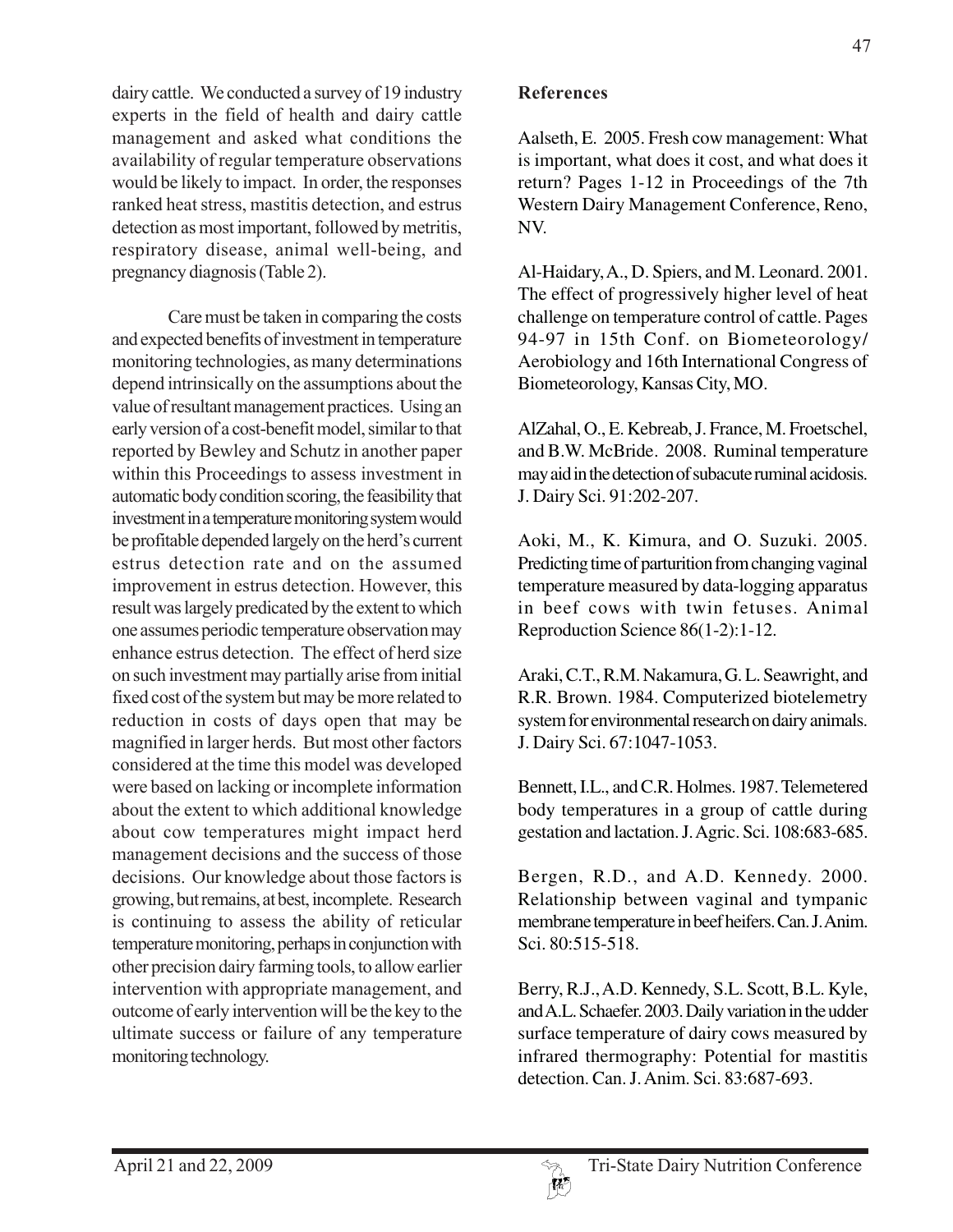dairy cattle. We conducted a survey of 19 industry experts in the field of health and dairy cattle management and asked what conditions the availability of regular temperature observations would be likely to impact. In order, the responses ranked heat stress, mastitis detection, and estrus detection as most important, followed by metritis, respiratory disease, animal well-being, and pregnancy diagnosis (Table 2).

Care must be taken in comparing the costs and expected benefits of investment in temperature monitoring technologies, as many determinations depend intrinsically on the assumptions about the value of resultant management practices. Using an early version of a cost-benefit model, similar to that reported by Bewley and Schutz in another paper within this Proceedings to assess investment in automatic body condition scoring, the feasibility that investment in a temperature monitoring system would be profitable depended largely on the herd's current estrus detection rate and on the assumed improvement in estrus detection. However, this result was largely predicated by the extent to which one assumes periodic temperature observation may enhance estrus detection. The effect of herd size on such investment may partially arise from initial fixed cost of the system but may be more related to reduction in costs of days open that may be magnified in larger herds. But most other factors considered at the time this model was developed were based on lacking or incomplete information about the extent to which additional knowledge about cow temperatures might impact herd management decisions and the success of those decisions. Our knowledge about those factors is growing, but remains, at best, incomplete. Research is continuing to assess the ability of reticular temperature monitoring, perhaps in conjunction with other precision dairy farming tools, to allow earlier intervention with appropriate management, and outcome of early intervention will be the key to the ultimate success or failure of any temperature monitoring technology.

## References

Aalseth, E. 2005. Fresh cow management: What is important, what does it cost, and what does it return? Pages 1-12 in Proceedings of the 7th Western Dairy Management Conference, Reno, NV.

Al-Haidary, A., D. Spiers, and M. Leonard. 2001. The effect of progressively higher level of heat challenge on temperature control of cattle. Pages 94-97 in 15th Conf. on Biometeorology/ Aerobiology and 16th International Congress of Biometeorology, Kansas City, MO.

AlZahal, O., E. Kebreab, J. France, M. Froetschel, and B.W. McBride. 2008. Ruminal temperature may aid in the detection of subacute ruminal acidosis. J. Dairy Sci. 91:202-207.

Aoki, M., K. Kimura, and O. Suzuki. 2005. Predicting time of parturition from changing vaginal temperature measured by data-logging apparatus in beef cows with twin fetuses. Animal Reproduction Science 86(1-2):1-12.

Araki, C.T., R.M. Nakamura, G. L. Seawright, and R.R. Brown. 1984. Computerized biotelemetry system for environmental research on dairy animals. J. Dairy Sci. 67:1047-1053.

Bennett, I.L., and C.R. Holmes. 1987. Telemetered body temperatures in a group of cattle during gestation and lactation. J. Agric. Sci. 108:683-685.

Bergen, R.D., and A.D. Kennedy. 2000. Relationship between vaginal and tympanic membrane temperature in beef heifers. Can. J. Anim. Sci. 80:515-518.

Berry, R.J., A.D. Kennedy, S.L. Scott, B.L. Kyle, and A.L. Schaefer. 2003. Daily variation in the udder surface temperature of dairy cows measured by infrared thermography: Potential for mastitis detection. Can. J. Anim. Sci. 83:687-693.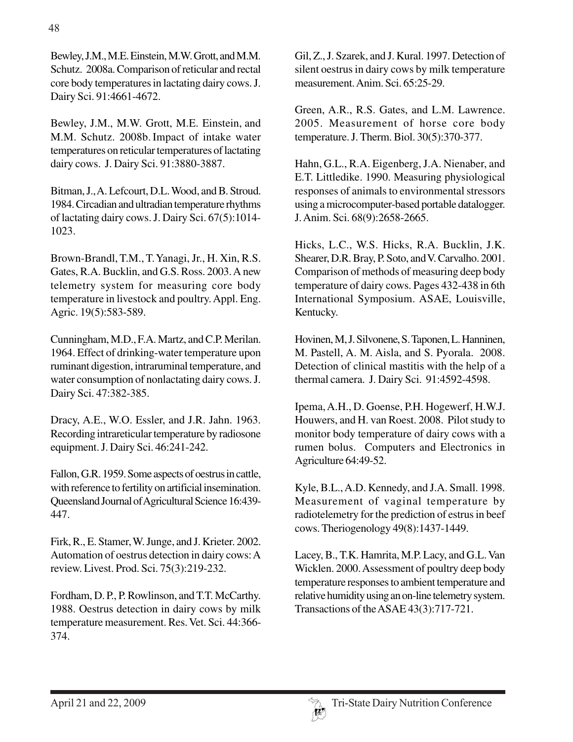Bewley, J.M., M.E. Einstein, M.W. Grott, and M.M. Schutz. 2008a. Comparison of reticular and rectal core body temperatures in lactating dairy cows. J. Dairy Sci. 91:4661-4672.

Bewley, J.M., M.W. Grott, M.E. Einstein, and M.M. Schutz. 2008b. Impact of intake water temperatures on reticular temperatures of lactating dairy cows. J. Dairy Sci. 91:3880-3887.

Bitman, J., A. Lefcourt, D.L. Wood, and B. Stroud. 1984. Circadian and ultradian temperature rhythms of lactating dairy cows. J. Dairy Sci. 67(5):1014-1023.

Brown-Brandl, T.M., T. Yanagi, Jr., H. Xin, R.S. Gates, R.A. Bucklin, and G.S. Ross. 2003. A new telemetry system for measuring core body temperature in livestock and poultry. Appl. Eng. Agric. 19(5):583-589.

Cunningham, M.D., F.A. Martz, and C.P. Merilan. 1964. Effect of drinking-water temperature upon ruminant digestion, intraruminal temperature, and water consumption of nonlactating dairy cows. J. Dairy Sci. 47:382-385.

Dracy, A.E., W.O. Essler, and J.R. Jahn. 1963. Recording intrareticular temperature by radiosone equipment. J. Dairy Sci. 46:241-242.

Fallon, G.R. 1959. Some aspects of oestrus in cattle, with reference to fertility on artificial insemination. Queensland Journal of Agricultural Science 16:439-447.

Firk, R., E. Stamer, W. Junge, and J. Krieter. 2002. Automation of oestrus detection in dairy cows: A review. Livest. Prod. Sci. 75(3):219-232.

Fordham, D. P., P. Rowlinson, and T.T. McCarthy. 1988. Oestrus detection in dairy cows by milk temperature measurement. Res. Vet. Sci. 44:366-374.

Gil, Z., J. Szarek, and J. Kural. 1997. Detection of silent oestrus in dairy cows by milk temperature measurement. Anim. Sci. 65:25-29.

Green, A.R., R.S. Gates, and L.M. Lawrence. 2005. Measurement of horse core body temperature. J. Therm. Biol. 30(5):370-377.

Hahn, G.L., R.A. Eigenberg, J.A. Nienaber, and E.T. Littledike. 1990. Measuring physiological responses of animals to environmental stressors using a microcomputer-based portable datalogger. J. Anim. Sci. 68(9):2658-2665.

Hicks, L.C., W.S. Hicks, R.A. Bucklin, J.K. Shearer, D.R. Bray, P. Soto, and V. Carvalho. 2001. Comparison of methods of measuring deep body temperature of dairy cows. Pages 432-438 in 6th International Symposium. ASAE, Louisville, Kentucky.

Hovinen, M, J. Silvonene, S. Taponen, L. Hanninen, M. Pastell, A. M. Aisla, and S. Pyorala. 2008. Detection of clinical mastitis with the help of a thermal camera. J. Dairy Sci. 91:4592-4598.

Ipema, A.H., D. Goense, P.H. Hogewerf, H.W.J. Houwers, and H. van Roest. 2008. Pilot study to monitor body temperature of dairy cows with a rumen bolus. Computers and Electronics in Agriculture 64:49-52.

Kyle, B.L., A.D. Kennedy, and J.A. Small. 1998. Measurement of vaginal temperature by radiotelemetry for the prediction of estrus in beef cows. Theriogenology 49(8):1437-1449.

Lacey, B., T.K. Hamrita, M.P. Lacy, and G.L. Van Wicklen. 2000. Assessment of poultry deep body temperature responses to ambient temperature and relative humidity using an on-line telemetry system. Transactions of the ASAE 43(3):717-721.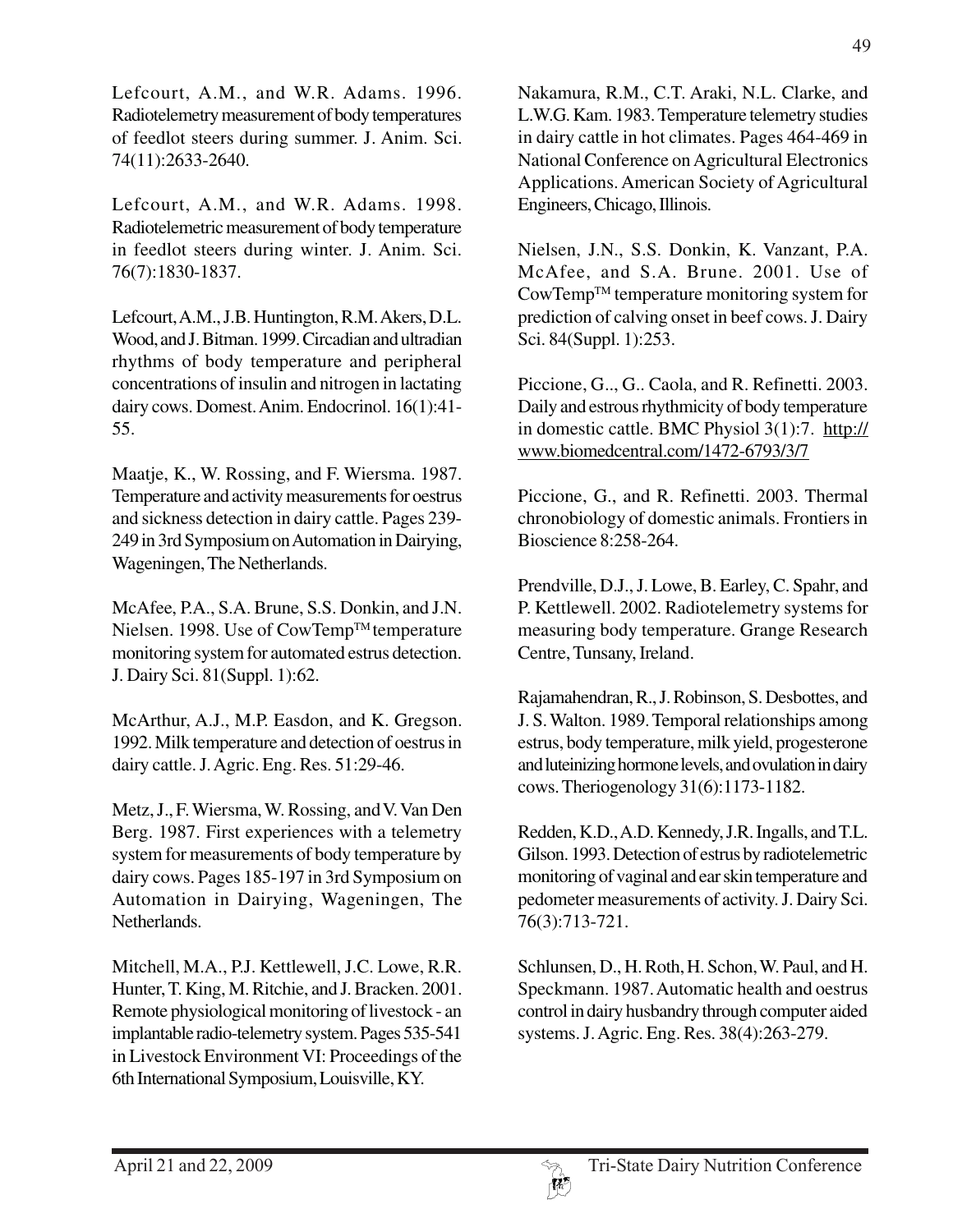Lefcourt, A.M., and W.R. Adams. 1996. Radiotelemetry measurement of body temperatures of feedlot steers during summer. J. Anim. Sci. 74(11):2633-2640.

Lefcourt, A.M., and W.R. Adams. 1998. Radiotelemetric measurement of body temperature in feedlot steers during winter. J. Anim. Sci. 76(7):1830-1837.

Lefcourt, A.M., J.B. Huntington, R.M. Akers, D.L. Wood, and J. Bitman. 1999. Circadian and ultradian rhythms of body temperature and peripheral concentrations of insulin and nitrogen in lactating dairy cows. Domest. Anim. Endocrinol. 16(1):41-55.

Maatje, K., W. Rossing, and F. Wiersma. 1987. Temperature and activity measurements for oestrus and sickness detection in dairy cattle. Pages 239-249 in 3rd Symposium on Automation in Dairying, Wageningen, The Netherlands.

McAfee, P.A., S.A. Brune, S.S. Donkin, and J.N. Nielsen. 1998. Use of CowTemp™ temperature monitoring system for automated estrus detection. J. Dairy Sci. 81(Suppl. 1):62.

McArthur, A.J., M.P. Easdon, and K. Gregson. 1992. Milk temperature and detection of oestrus in dairy cattle. J. Agric. Eng. Res. 51:29-46.

Metz, J., F. Wiersma, W. Rossing, and V. Van Den Berg. 1987. First experiences with a telemetry system for measurements of body temperature by dairy cows. Pages 185-197 in 3rd Symposium on Automation in Dairying, Wageningen, The Netherlands.

Mitchell, M.A., P.J. Kettlewell, J.C. Lowe, R.R. Hunter, T. King, M. Ritchie, and J. Bracken. 2001. Remote physiological monitoring of livestock - an implantable radio-telemetry system. Pages 535-541 in Livestock Environment VI: Proceedings of the 6th International Symposium, Louisville, KY.

Nakamura, R.M., C.T. Araki, N.L. Clarke, and L.W.G. Kam. 1983. Temperature telemetry studies in dairy cattle in hot climates. Pages 464-469 in National Conference on Agricultural Electronics Applications. American Society of Agricultural Engineers, Chicago, Illinois.

Nielsen, J.N., S.S. Donkin, K. Vanzant, P.A. McAfee, and S.A. Brune. 2001. Use of CowTemp™ temperature monitoring system for prediction of calving onset in beef cows. J. Dairy Sci. 84(Suppl. 1):253.

Piccione, G.., G.. Caola, and R. Refinetti. 2003. Daily and estrous rhythmicity of body temperature in domestic cattle. BMC Physiol 3(1):7. http://www.biomedcentral.com/1472-6793/3/7

Piccione, G., and R. Refinetti. 2003. Thermal chronobiology of domestic animals. Frontiers in Bioscience 8:258-264.

Prendville, D.J., J. Lowe, B. Earley, C. Spahr, and P. Kettlewell. 2002. Radiotelemetry systems for measuring body temperature. Grange Research Centre, Tunsany, Ireland.

Rajamahendran, R., J. Robinson, S. Desbottes, and J. S. Walton. 1989. Temporal relationships among estrus, body temperature, milk yield, progesterone and luteinizing hormone levels, and ovulation in dairy cows. Theriogenology 31(6):1173-1182.

Redden, K.D., A.D. Kennedy, J.R. Ingalls, and T.L. Gilson. 1993. Detection of estrus by radiotelemetric monitoring of vaginal and ear skin temperature and pedometer measurements of activity. J. Dairy Sci. 76(3):713-721.

Schlunsen, D., H. Roth, H. Schon, W. Paul, and H. Speckmann. 1987. Automatic health and oestrus control in dairy husbandry through computer aided systems. J. Agric. Eng. Res. 38(4):263-279.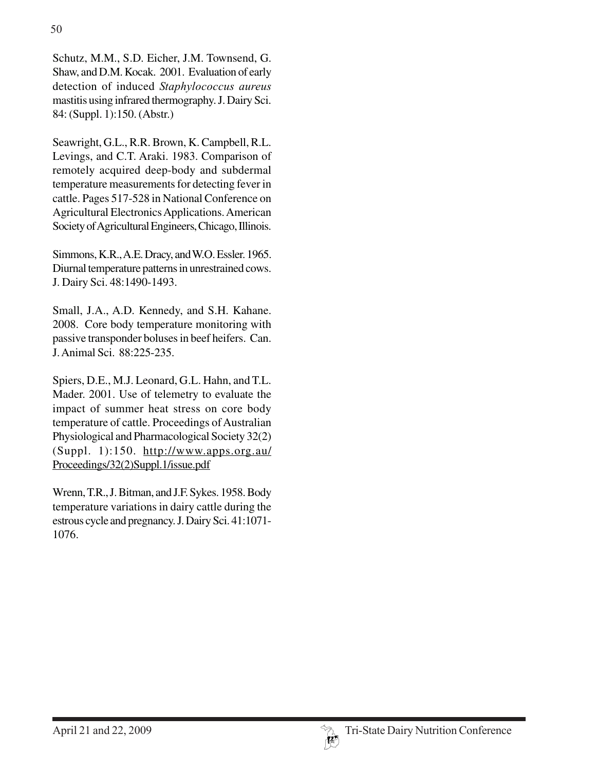Schutz, M.M., S.D. Eicher, J.M. Townsend, G. Shaw, and D.M. Kocak. 2001. Evaluation of early detection of induced *Staphylococcus aureus* mastitis using infrared thermography. J. Dairy Sci. 84: (Suppl. 1):150. (Abstr.)

Seawright, G.L., R.R. Brown, K. Campbell, R.L. Levings, and C.T. Araki. 1983. Comparison of remotely acquired deep-body and subdermal temperature measurements for detecting fever in cattle. Pages 517-528 in National Conference on Agricultural Electronics Applications. American Society of Agricultural Engineers, Chicago, Illinois.

Simmons, K.R., A.E. Dracy, and W.O. Essler. 1965. Diurnal temperature patterns in unrestrained cows. J. Dairy Sci. 48:1490-1493.

Small, J.A., A.D. Kennedy, and S.H. Kahane. 2008. Core body temperature monitoring with passive transponder boluses in beef heifers. Can. J. Animal Sci. 88:225-235.

Spiers, D.E., M.J. Leonard, G.L. Hahn, and T.L. Mader. 2001. Use of telemetry to evaluate the impact of summer heat stress on core body temperature of cattle. Proceedings of Australian Physiological and Pharmacological Society 32(2) (Suppl. 1):150. http://www.apps.org.au/Proceedings/32(2)Suppl.1/issue.pdf

Wrenn, T.R., J. Bitman, and J.F. Sykes. 1958. Body temperature variations in dairy cattle during the estrous cycle and pregnancy. J. Dairy Sci. 41:1071-1076.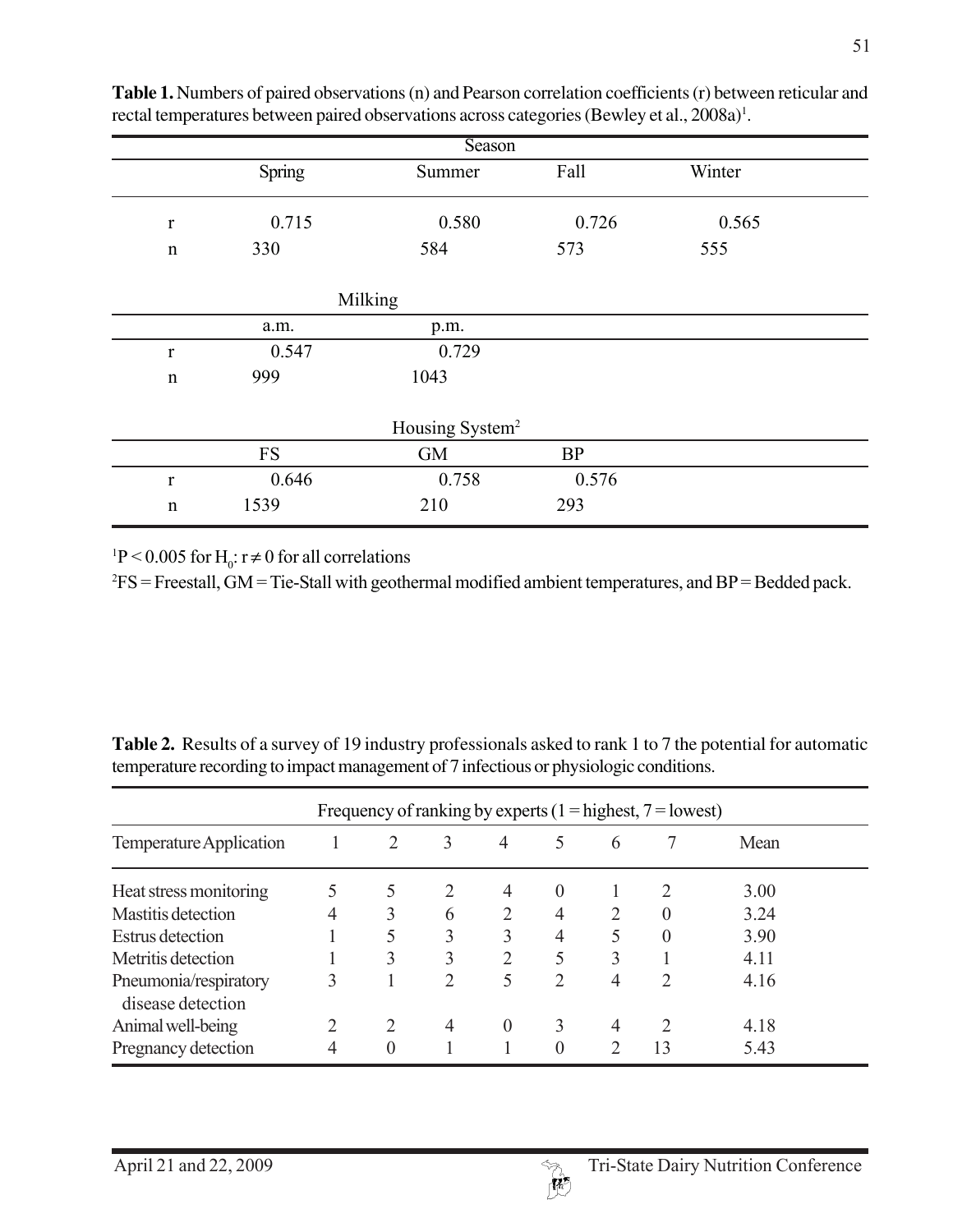**Table 1.** Numbers of paired observations (n) and Pearson correlation coefficients (r) between reticular and rectal temperatures between paired observations across categories (Bewley et al., 2008a)[1].

| | Season | | | |
|---|---|---|---|---|
| | Spring | Summer | Fall | Winter |
| r | 0.715 | 0.580 | 0.726 | 0.565 |
| n | 330 | 584 | 573 | 555 |
| | **Milking** | | | |
| | a.m. | p.m. | | |
| r | 0.547 | 0.729 | | |
| n | 999 | 1043 | | |
| | **Housing System[2]** | | | |
| | FS | GM | BP | |
| r | 0.646 | 0.758 | 0.576 | |
| n | 1539 | 210 | 293 | |

[1]$P < 0.005$ for $H_0: r \neq 0$ for all correlations

[2]FS = Freestall, GM = Tie-Stall with geothermal modified ambient temperatures, and BP = Bedded pack.

**Table 2.** Results of a survey of 19 industry professionals asked to rank 1 to 7 the potential for automatic temperature recording to impact management of 7 infectious or physiologic conditions.

| | Frequency of ranking by experts (1 = highest, 7 = lowest) | | | | | | | |
|---|---|---|---|---|---|---|---|---|
| Temperature Application | 1 | 2 | 3 | 4 | 5 | 6 | 7 | Mean |
| Heat stress monitoring | 5 | 5 | 2 | 4 | 0 | 1 | 2 | 3.00 |
| Mastitis detection | 4 | 3 | 6 | 2 | 4 | 2 | 0 | 3.24 |
| Estrus detection | 1 | 5 | 3 | 3 | 4 | 5 | 0 | 3.90 |
| Metritis detection | 1 | 3 | 3 | 2 | 5 | 3 | 1 | 4.11 |
| Pneumonia/respiratory disease detection | 3 | 1 | 2 | 5 | 2 | 4 | 2 | 4.16 |
| Animal well-being | 2 | 2 | 4 | 0 | 3 | 4 | 2 | 4.18 |
| Pregnancy detection | 4 | 0 | 1 | 1 | 0 | 2 | 13 | 5.43 |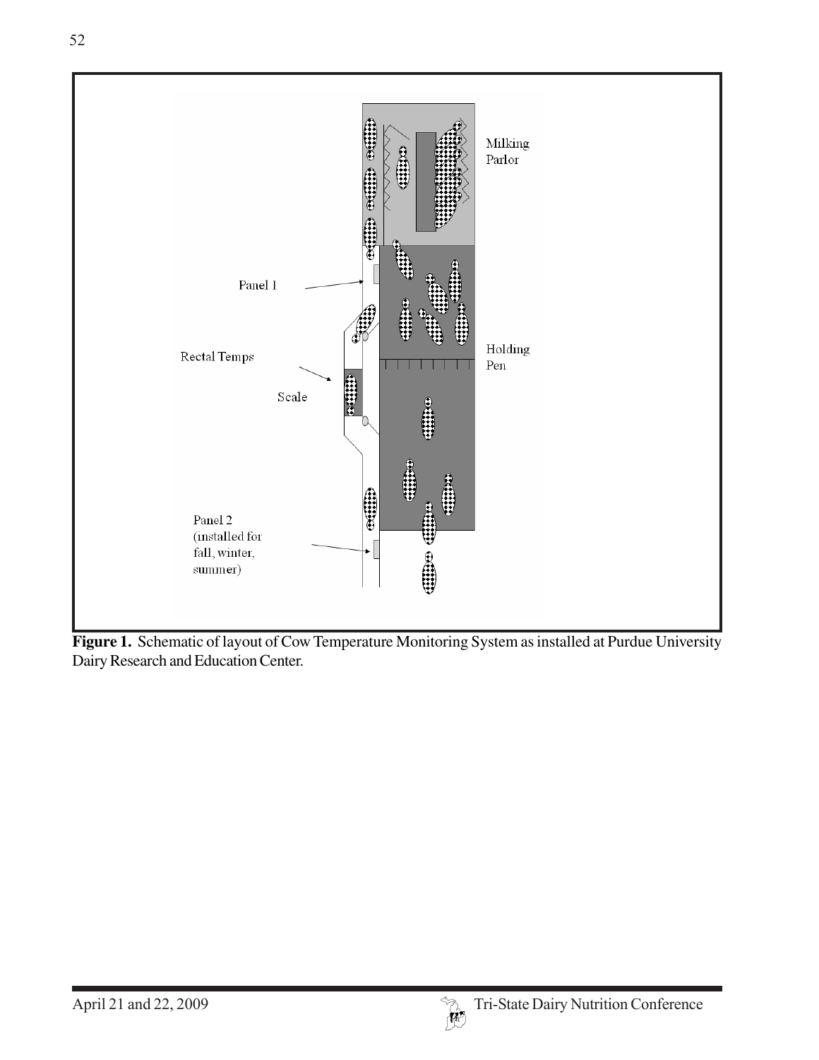**Figure 1.** Schematic of layout of Cow Temperature Monitoring System as installed at Purdue University Dairy Research and Education Center.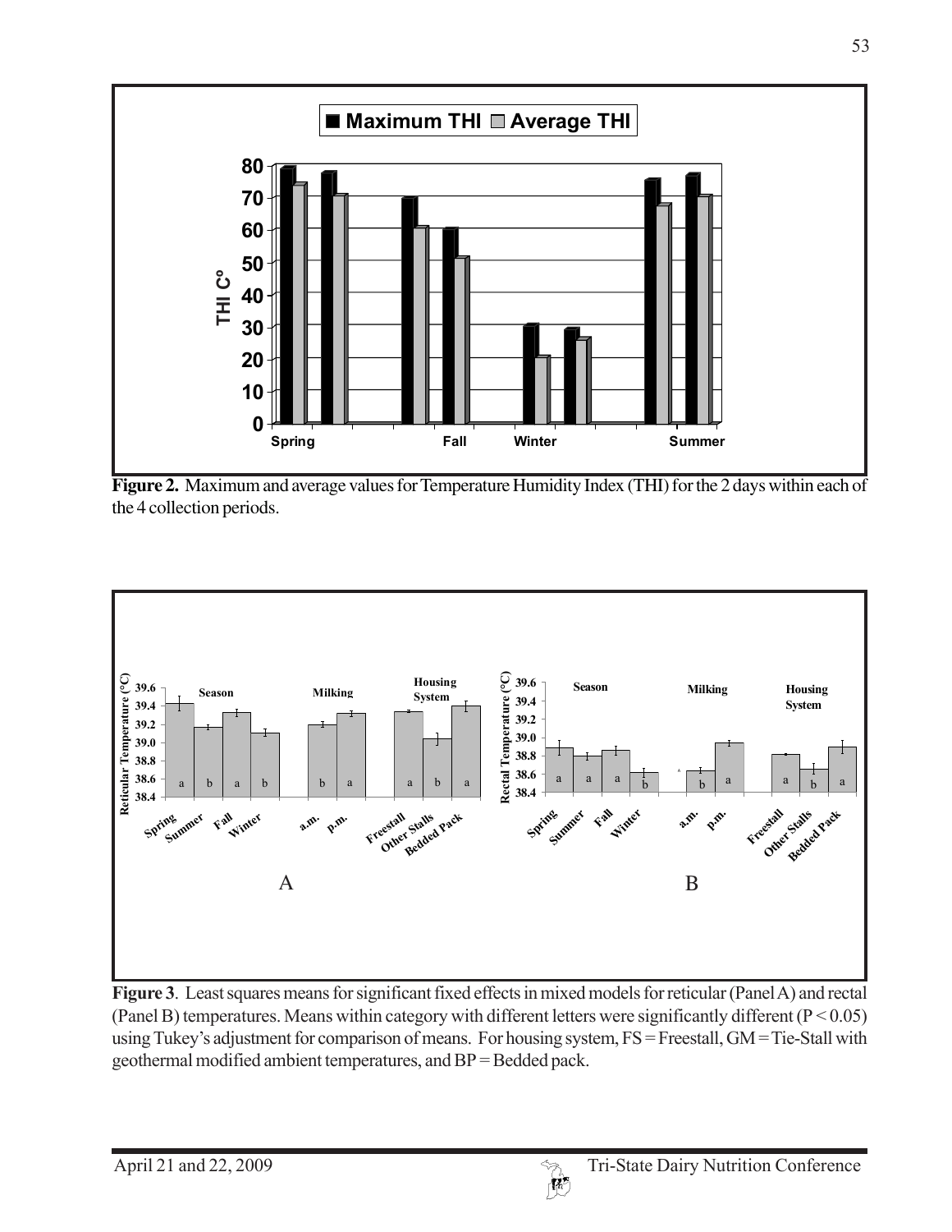**Figure 2.** Maximum and average values for Temperature Humidity Index (THI) for the 2 days within each of the 4 collection periods.

**Figure 3**. Least squares means for significant fixed effects in mixed models for reticular (Panel A) and rectal (Panel B) temperatures. Means within category with different letters were significantly different ($P < 0.05$) using Tukey's adjustment for comparison of means. For housing system, FS = Freestall, GM = Tie-Stall with geothermal modified ambient temperatures, and BP = Bedded pack.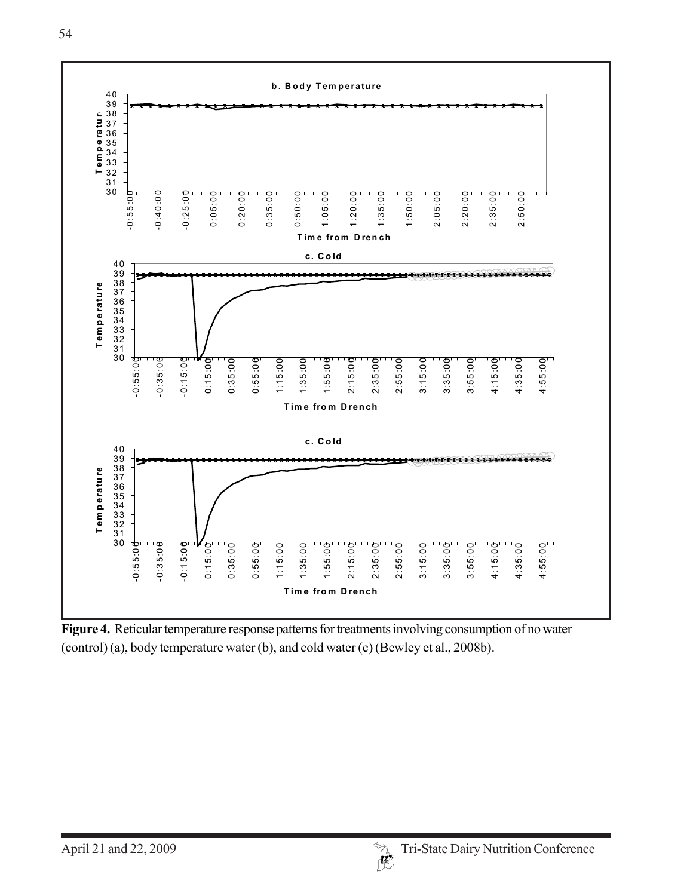b. Body Temperature

Temperatur

40
39
38
37
36
35
34
33
32
31
30

-0:55:00 -0:40:00 -0:25:00 0:05:00 0:20:00 0:35:00 0:50:00 1:05:00 1:20:00 1:35:00 1:50:00 2:05:00 2:20:00 2:35:00 2:50:00

Time from Drench

c. Cold

Temperature

40
39
38
37
36
35
34
33
32
31
30

-0:55:00 -0:35:00 -0:15:00 0:15:00 0:35:00 0:55:00 1:15:00 1:35:00 1:55:00 2:15:00 2:35:00 2:55:00 3:15:00 3:35:00 3:55:00 4:15:00 4:35:00 4:55:00

Time from Drench

c. Cold

Temperature

40
39
38
37
36
35
34
33
32
31
30

-0:55:00 -0:35:00 -0:15:00 0:15:00 0:35:00 0:55:00 1:15:00 1:35:00 1:55:00 2:15:00 2:35:00 2:55:00 3:15:00 3:35:00 3:55:00 4:15:00 4:35:00 4:55:00

Time from Drench

**Figure 4.** Reticular temperature response patterns for treatments involving consumption of no water (control) (a), body temperature water (b), and cold water (c) (Bewley et al., 2008b).